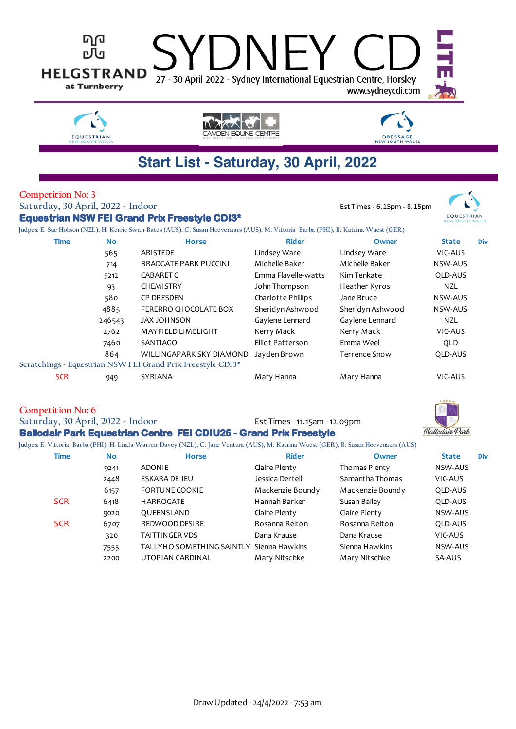HELGSTRAND at Turnberry

# SYDNEY CDI LITE

27 - 30 April 2022 - Sydney International Equestrian Centre, Horsley

www.sydneycdi.com

EQUESTRIAN NEW SOUTH WALES | CAMDEN EQUINE CENTRE | DRESSAGE NEW SOUTH WALES

## Start List - Saturday, 30 April, 2022

### Competition No: 3

Saturday, 30 April, 2022 - Indoor

Est Times - 6.15pm - 8.15pm

**Equestrian NSW FEI Grand Prix Freestyle CDI3***

Judges: E: Sue Hobson (NZL), H: Kerrie Swan-Bates (AUS), C: Susan Hoevenaars (AUS), M: Vittoria Barba (PHI), B: Katrina Wuest (GER)

| Time | No | Horse | Rider | Owner | State | Div |
|---|---|---|---|---|---|---|
| | 565 | ARISTEDE | Lindsey Ware | Lindsey Ware | VIC-AUS | |
| | 714 | BRADGATE PARK PUCCINI | Michelle Baker | Michelle Baker | NSW-AUS | |
| | 5212 | CABARET C | Emma Flavelle-watts | Kim Tenkate | QLD-AUS | |
| | 93 | CHEMISTRY | John Thompson | Heather Kyros | NZL | |
| | 580 | CP DRESDEN | Charlotte Phillips | Jane Bruce | NSW-AUS | |
| | 4885 | FERERRO CHOCOLATE BOX | Sheridyn Ashwood | Sheridyn Ashwood | NSW-AUS | |
| | 246543 | JAX JOHNSON | Gaylene Lennard | Gaylene Lennard | NZL | |
| | 2762 | MAYFIELD LIMELIGHT | Kerry Mack | Kerry Mack | VIC-AUS | |
| | 7460 | SANTIAGO | Elliot Patterson | Emma Weel | QLD | |
| | 864 | WILLINGAPARK SKY DIAMOND | Jayden Brown | Terrence Snow | QLD-AUS | |

Scratchings - Equestrian NSW FEI Grand Prix Freestyle CDI3*

| Time | No | Horse | Rider | Owner | State | Div |
|---|---|---|---|---|---|---|
| SCR | 949 | SYRIANA | Mary Hanna | Mary Hanna | VIC-AUS | |

### Competition No: 6

Saturday, 30 April, 2022 - Indoor

Est Times - 11.15am - 12.09pm

**Ballodair Park Equestrian Centre FEI CDIU25 - Grand Prix Freestyle**

Judges: E: Vittoria Barba (PHI), H: Linda Warren-Davey (NZL), C: Jane Ventura (AUS), M: Katrina Wuest (GER), B: Susan Hoevenaars (AUS)

| Time | No | Horse | Rider | Owner | State | Div |
|---|---|---|---|---|---|---|
| | 9241 | ADONIE | Claire Plenty | Thomas Plenty | NSW-AUS | |
| | 2448 | ESKARA DE JEU | Jessica Dertell | Samantha Thomas | VIC-AUS | |
| | 6157 | FORTUNE COOKIE | Mackenzie Boundy | Mackenzie Boundy | QLD-AUS | |
| SCR | 6418 | HARROGATE | Hannah Barker | Susan Bailey | QLD-AUS | |
| | 9020 | QUEENSLAND | Claire Plenty | Claire Plenty | NSW-AUS | |
| SCR | 6707 | REDWOOD DESIRE | Rosanna Relton | Rosanna Relton | QLD-AUS | |
| | 320 | TAITTINGER VDS | Dana Krause | Dana Krause | VIC-AUS | |
| | 7555 | TALLYHO SOMETHING SAINTLY | Sienna Hawkins | Sienna Hawkins | NSW-AUS | |
| | 2200 | UTOPIAN CARDINAL | Mary Nitschke | Mary Nitschke | SA-AUS | |

Draw Updated - 24/4/2022 - 7:53 am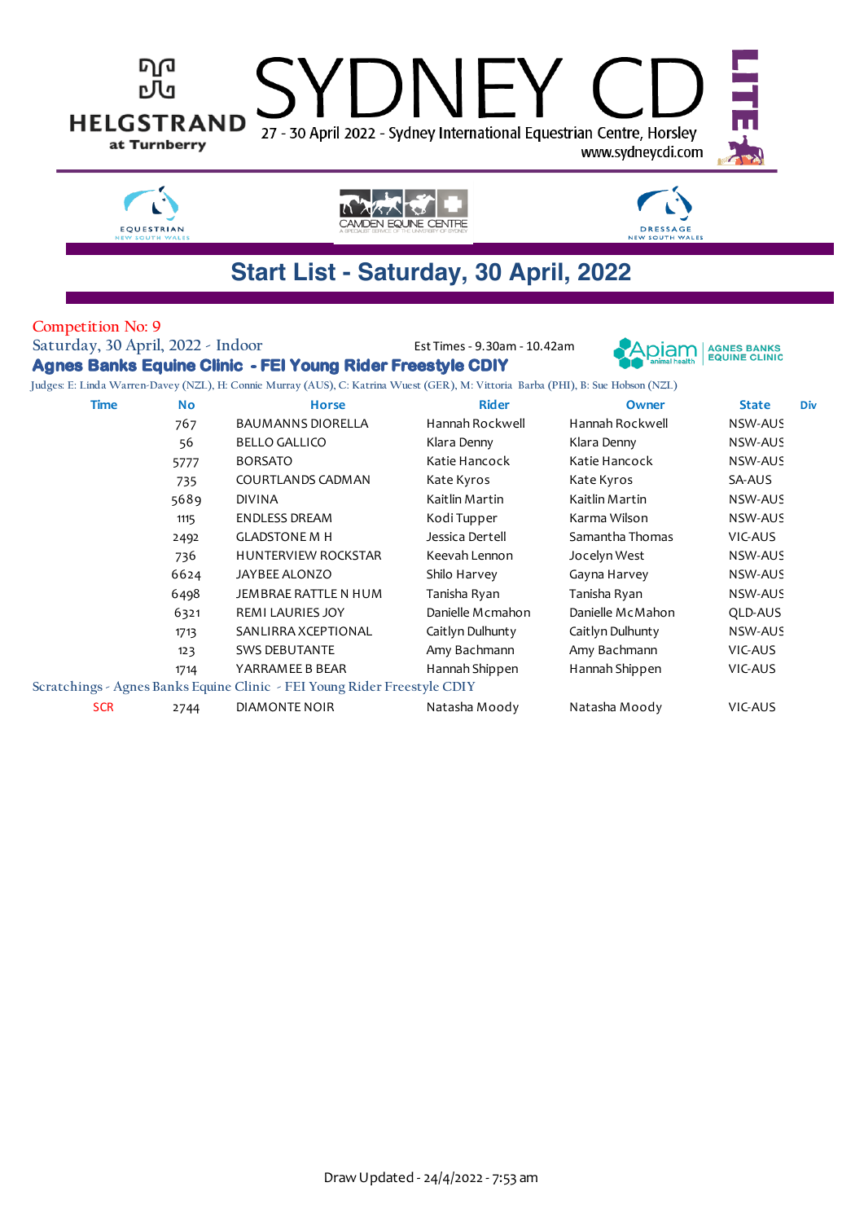# SYDNEY CDI LITE

27 - 30 April 2022 - Sydney International Equestrian Centre, Horsley

www.sydneycdi.com

## Start List - Saturday, 30 April, 2022

Competition No: 9

Saturday, 30 April, 2022 - Indoor

Est Times - 9.30am - 10.42am

### Agnes Banks Equine Clinic - FEI Young Rider Freestyle CDIY

Judges: E: Linda Warren-Davey (NZL), H: Connie Murray (AUS), C: Katrina Wuest (GER), M: Vittoria Barba (PHI), B: Sue Hobson (NZL)

| Time | No | Horse | Rider | Owner | State | Div |
|---|---|---|---|---|---|---|
| | 767 | BAUMANNS DIORELLA | Hannah Rockwell | Hannah Rockwell | NSW-AUS | |
| | 56 | BELLO GALLICO | Klara Denny | Klara Denny | NSW-AUS | |
| | 5777 | BORSATO | Katie Hancock | Katie Hancock | NSW-AUS | |
| | 735 | COURTLANDS CADMAN | Kate Kyros | Kate Kyros | SA-AUS | |
| | 5689 | DIVINA | Kaitlin Martin | Kaitlin Martin | NSW-AUS | |
| | 1115 | ENDLESS DREAM | Kodi Tupper | Karma Wilson | NSW-AUS | |
| | 2492 | GLADSTONE M H | Jessica Dertell | Samantha Thomas | VIC-AUS | |
| | 736 | HUNTERVIEW ROCKSTAR | Keevah Lennon | Jocelyn West | NSW-AUS | |
| | 6624 | JAYBEE ALONZO | Shilo Harvey | Gayna Harvey | NSW-AUS | |
| | 6498 | JEMBRAE RATTLE N HUM | Tanisha Ryan | Tanisha Ryan | NSW-AUS | |
| | 6321 | REMI LAURIES JOY | Danielle Mcmahon | Danielle McMahon | QLD-AUS | |
| | 1713 | SANLIRRA XCEPTIONAL | Caitlyn Dulhunty | Caitlyn Dulhunty | NSW-AUS | |
| | 123 | SWS DEBUTANTE | Amy Bachmann | Amy Bachmann | VIC-AUS | |
| | 1714 | YARRAMEE B BEAR | Hannah Shippen | Hannah Shippen | VIC-AUS | |

Scratchings - Agnes Banks Equine Clinic - FEI Young Rider Freestyle CDIY

| Time | No | Horse | Rider | Owner | State | Div |
|---|---|---|---|---|---|---|
| SCR | 2744 | DIAMONTE NOIR | Natasha Moody | Natasha Moody | VIC-AUS | |

Draw Updated - 24/4/2022 - 7:53 am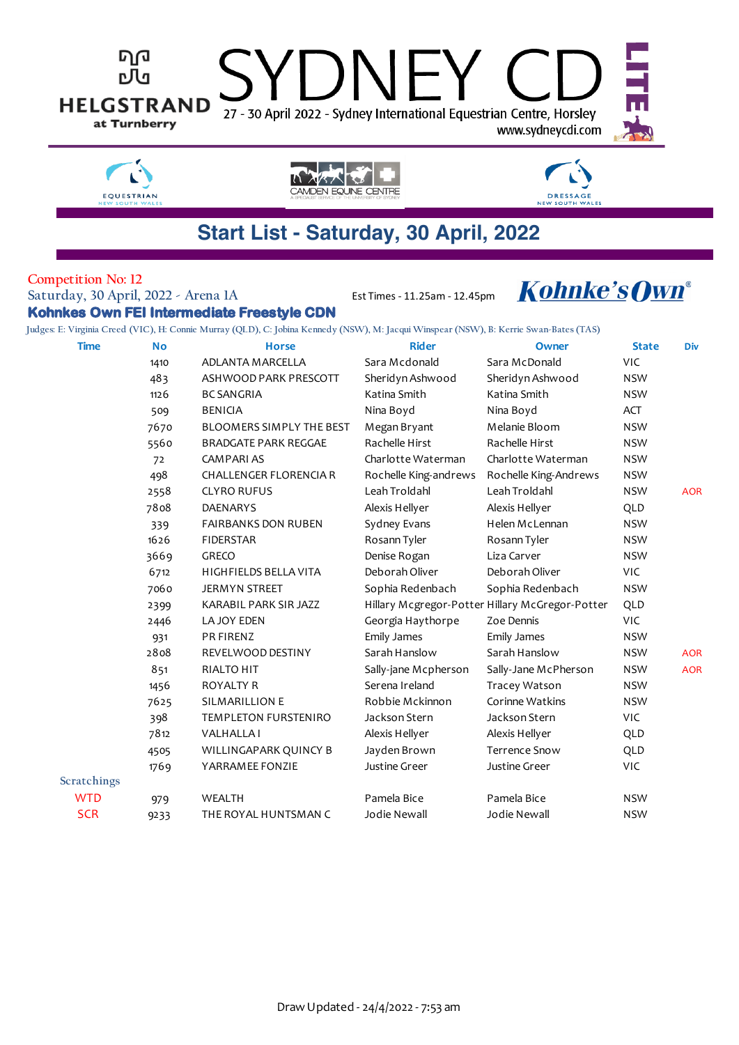HELGSTRAND at Turnberry

# SYDNEY CDI LITE

27 - 30 April 2022 - Sydney International Equestrian Centre, Horsley

www.sydneycdi.com

EQUESTRIAN NEW SOUTH WALES | CAMDEN EQUINE CENTRE | DRESSAGE NEW SOUTH WALES

## Start List - Saturday, 30 April, 2022

Competition No: 12

Saturday, 30 April, 2022 - Arena 1A

Est Times - 11.25am - 12.45pm

Kohnke's Own®

### Kohnkes Own FEI Intermediate Freestyle CDN

Judges: E: Virginia Creed (VIC), H: Connie Murray (QLD), C: Jobina Kennedy (NSW), M: Jacqui Winspear (NSW), B: Kerrie Swan-Bates (TAS)

| Time | No | Horse | Rider | Owner | State | Div |
|---|---|---|---|---|---|---|
| | 1410 | ADLANTA MARCELLA | Sara Mcdonald | Sara McDonald | VIC | |
| | 483 | ASHWOOD PARK PRESCOTT | Sheridyn Ashwood | Sheridyn Ashwood | NSW | |
| | 1126 | BC SANGRIA | Katina Smith | Katina Smith | NSW | |
| | 509 | BENICIA | Nina Boyd | Nina Boyd | ACT | |
| | 7670 | BLOOMERS SIMPLY THE BEST | Megan Bryant | Melanie Bloom | NSW | |
| | 5560 | BRADGATE PARK REGGAE | Rachelle Hirst | Rachelle Hirst | NSW | |
| | 72 | CAMPARI AS | Charlotte Waterman | Charlotte Waterman | NSW | |
| | 498 | CHALLENGER FLORENCIA R | Rochelle King-andrews | Rochelle King-Andrews | NSW | |
| | 2558 | CLYRO RUFUS | Leah Troldahl | Leah Troldahl | NSW | AOR |
| | 7808 | DAENARYS | Alexis Hellyer | Alexis Hellyer | QLD | |
| | 339 | FAIRBANKS DON RUBEN | Sydney Evans | Helen McLennan | NSW | |
| | 1626 | FIDERSTAR | Rosann Tyler | Rosann Tyler | NSW | |
| | 3669 | GRECO | Denise Rogan | Liza Carver | NSW | |
| | 6712 | HIGHFIELDS BELLA VITA | Deborah Oliver | Deborah Oliver | VIC | |
| | 7060 | JERMYN STREET | Sophia Redenbach | Sophia Redenbach | NSW | |
| | 2399 | KARABIL PARK SIR JAZZ | Hillary Mcgregor-Potter | Hillary McGregor-Potter | QLD | |
| | 2446 | LA JOY EDEN | Georgia Haythorpe | Zoe Dennis | VIC | |
| | 931 | PR FIRENZ | Emily James | Emily James | NSW | |
| | 2808 | REVELWOOD DESTINY | Sarah Hanslow | Sarah Hanslow | NSW | AOR |
| | 851 | RIALTO HIT | Sally-jane Mcpherson | Sally-Jane McPherson | NSW | AOR |
| | 1456 | ROYALTY R | Serena Ireland | Tracey Watson | NSW | |
| | 7625 | SILMARILLION E | Robbie Mckinnon | Corinne Watkins | NSW | |
| | 398 | TEMPLETON FURSTENIRO | Jackson Stern | Jackson Stern | VIC | |
| | 7812 | VALHALLA I | Alexis Hellyer | Alexis Hellyer | QLD | |
| | 4505 | WILLINGAPARK QUINCY B | Jayden Brown | Terrence Snow | QLD | |
| | 1769 | YARRAMEE FONZIE | Justine Greer | Justine Greer | VIC | |
| Scratchings | | | | | | |
| WTD | 979 | WEALTH | Pamela Bice | Pamela Bice | NSW | |
| SCR | 9233 | THE ROYAL HUNTSMAN C | Jodie Newall | Jodie Newall | NSW | |

Draw Updated - 24/4/2022 - 7:53 am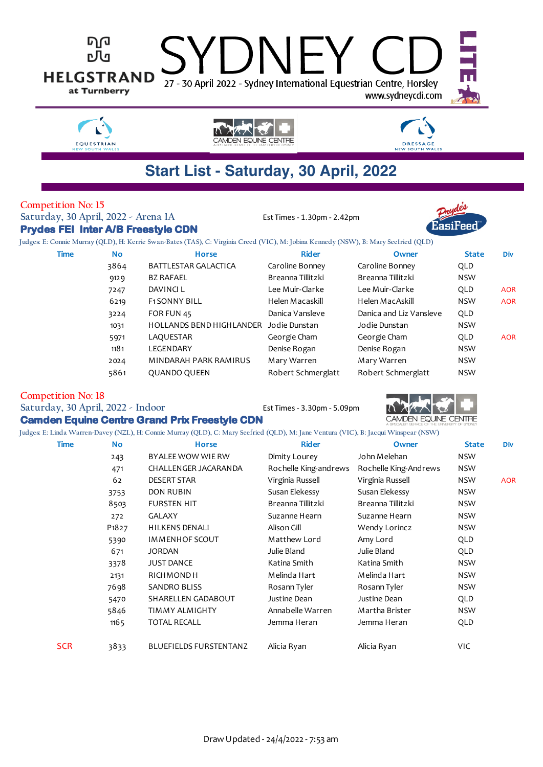# SYDNEY CDI LITE

HELGSTRAND at Turnberry

27 - 30 April 2022 - Sydney International Equestrian Centre, Horsley

www.sydneycdi.com

## Start List - Saturday, 30 April, 2022

### Competition No: 15

Saturday, 30 April, 2022 - Arena 1A

Est Times - 1.30pm - 2.42pm

**Prydes FEI Inter A/B Freestyle CDN**

Judges: E: Connie Murray (QLD), H: Kerrie Swan-Bates (TAS), C: Virginia Creed (VIC), M: Jobina Kennedy (NSW), B: Mary Seefried (QLD)

| Time | No | Horse | Rider | Owner | State | Div |
|---|---|---|---|---|---|---|
| | 3864 | BATTLESTAR GALACTICA | Caroline Bonney | Caroline Bonney | QLD | |
| | 9129 | BZ RAFAEL | Breanna Tillitzki | Breanna Tillitzki | NSW | |
| | 7247 | DAVINCI L | Lee Muir-Clarke | Lee Muir-Clarke | QLD | AOR |
| | 6219 | F1 SONNY BILL | Helen Macaskill | Helen MacAskill | NSW | AOR |
| | 3224 | FOR FUN 45 | Danica Vansleve | Danica and Liz Vansleve | QLD | |
| | 1031 | HOLLANDS BEND HIGHLANDER | Jodie Dunstan | Jodie Dunstan | NSW | |
| | 5971 | LAQUESTAR | Georgie Cham | Georgie Cham | QLD | AOR |
| | 1181 | LEGENDARY | Denise Rogan | Denise Rogan | NSW | |
| | 2024 | MINDARAH PARK RAMIRUS | Mary Warren | Mary Warren | NSW | |
| | 5861 | QUANDO QUEEN | Robert Schmerglatt | Robert Schmerglatt | NSW | |

### Competition No: 18

Saturday, 30 April, 2022 - Indoor

Est Times - 3.30pm - 5.09pm

**Camden Equine Centre Grand Prix Freestyle CDN**

Judges: E: Linda Warren-Davey (NZL), H: Connie Murray (QLD), C: Mary Seefried (QLD), M: Jane Ventura (VIC), B: Jacqui Winspear (NSW)

| Time | No | Horse | Rider | Owner | State | Div |
|---|---|---|---|---|---|---|
| | 243 | BYALEE WOW WIE RW | Dimity Lourey | John Melehan | NSW | |
| | 471 | CHALLENGER JACARANDA | Rochelle King-andrews | Rochelle King-Andrews | NSW | |
| | 62 | DESERT STAR | Virginia Russell | Virginia Russell | NSW | AOR |
| | 3753 | DON RUBIN | Susan Elekessy | Susan Elekessy | NSW | |
| | 8503 | FURSTEN HIT | Breanna Tillitzki | Breanna Tillitzki | NSW | |
| | 272 | GALAXY | Suzanne Hearn | Suzanne Hearn | NSW | |
| | P1827 | HILKENS DENALI | Alison Gill | Wendy Lorincz | NSW | |
| | 5390 | IMMENHOF SCOUT | Matthew Lord | Amy Lord | QLD | |
| | 671 | JORDAN | Julie Bland | Julie Bland | QLD | |
| | 3378 | JUST DANCE | Katina Smith | Katina Smith | NSW | |
| | 2131 | RICHMOND H | Melinda Hart | Melinda Hart | NSW | |
| | 7698 | SANDRO BLISS | Rosann Tyler | Rosann Tyler | NSW | |
| | 5470 | SHARELLEN GADABOUT | Justine Dean | Justine Dean | QLD | |
| | 5846 | TIMMY ALMIGHTY | Annabelle Warren | Martha Brister | NSW | |
| | 1165 | TOTAL RECALL | Jemma Heran | Jemma Heran | QLD | |
| SCR | 3833 | BLUEFIELDS FURSTENTANZ | Alicia Ryan | Alicia Ryan | VIC | |

Draw Updated - 24/4/2022 - 7:53 am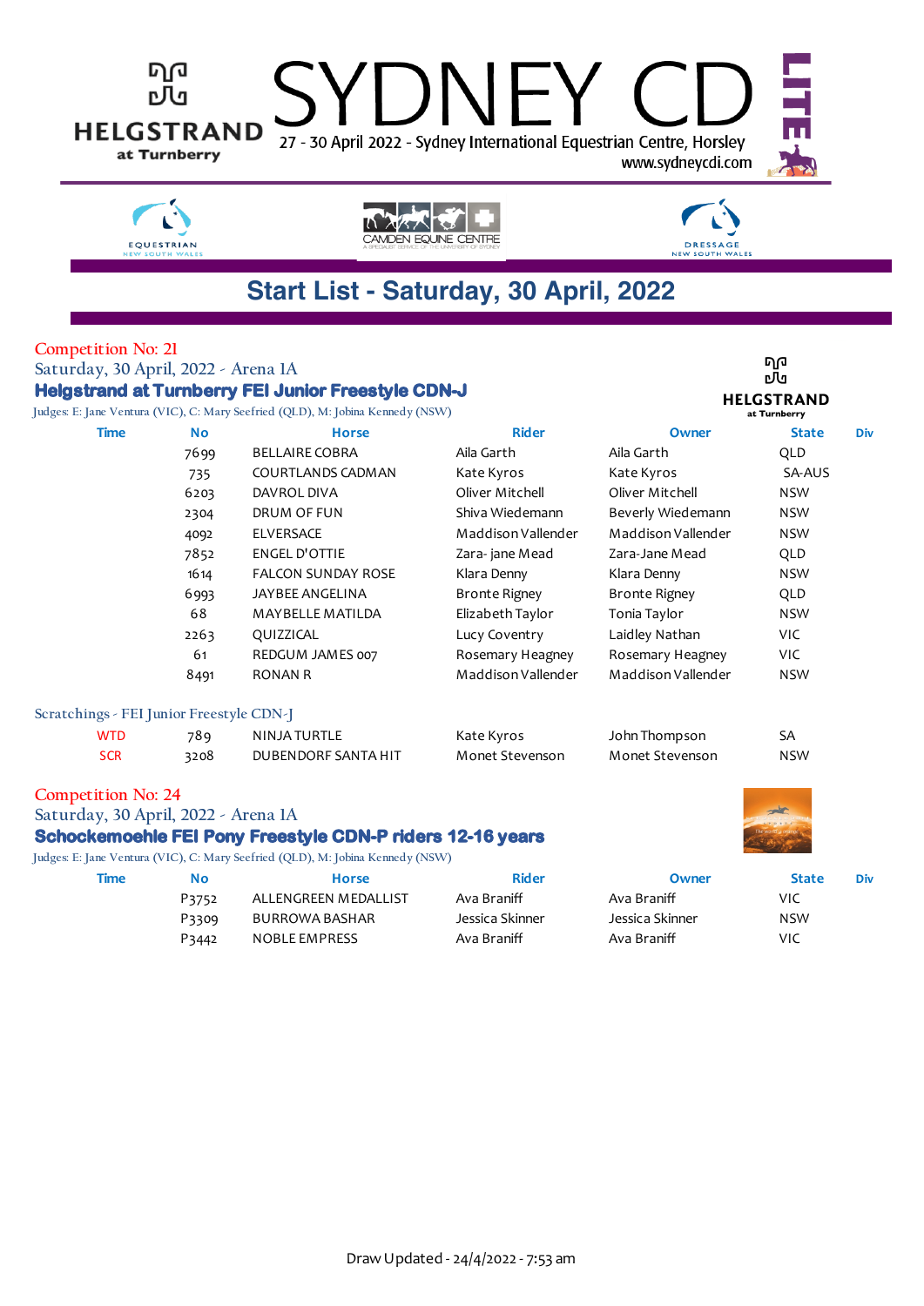HELGSTRAND at Turnberry

# SYDNEY CDI LITE

27 - 30 April 2022 - Sydney International Equestrian Centre, Horsley

www.sydneycdi.com

EQUESTRIAN NEW SOUTH WALES | CAMDEN EQUINE CENTRE | DRESSAGE NEW SOUTH WALES

## Start List - Saturday, 30 April, 2022

Competition No: 21

Saturday, 30 April, 2022 - Arena 1A

### Helgstrand at Turnberry FEI Junior Freestyle CDN-J

Judges: E: Jane Ventura (VIC), C: Mary Seefried (QLD), M: Jobina Kennedy (NSW)

| Time | No | Horse | Rider | Owner | State | Div |
|---|---|---|---|---|---|---|
| | 7699 | BELLAIRE COBRA | Aila Garth | Aila Garth | QLD | |
| | 735 | COURTLANDS CADMAN | Kate Kyros | Kate Kyros | SA-AUS | |
| | 6203 | DAVROL DIVA | Oliver Mitchell | Oliver Mitchell | NSW | |
| | 2304 | DRUM OF FUN | Shiva Wiedemann | Beverly Wiedemann | NSW | |
| | 4092 | ELVERSACE | Maddison Vallender | Maddison Vallender | NSW | |
| | 7852 | ENGEL D'OTTIE | Zara- jane Mead | Zara-Jane Mead | QLD | |
| | 1614 | FALCON SUNDAY ROSE | Klara Denny | Klara Denny | NSW | |
| | 6993 | JAYBEE ANGELINA | Bronte Rigney | Bronte Rigney | QLD | |
| | 68 | MAYBELLE MATILDA | Elizabeth Taylor | Tonia Taylor | NSW | |
| | 2263 | QUIZZICAL | Lucy Coventry | Laidley Nathan | VIC | |
| | 61 | REDGUM JAMES 007 | Rosemary Heagney | Rosemary Heagney | VIC | |
| | 8491 | RONAN R | Maddison Vallender | Maddison Vallender | NSW | |

Scratchings - FEI Junior Freestyle CDN-J

| | | | | | |
|---|---|---|---|---|---|
| WTD | 789 | NINJA TURTLE | Kate Kyros | John Thompson | SA |
| SCR | 3208 | DUBENDORF SANTA HIT | Monet Stevenson | Monet Stevenson | NSW |

Competition No: 24

Saturday, 30 April, 2022 - Arena 1A

### Schockemoehle FEI Pony Freestyle CDN-P riders 12-16 years

Judges: E: Jane Ventura (VIC), C: Mary Seefried (QLD), M: Jobina Kennedy (NSW)

| Time | No | Horse | Rider | Owner | State | Div |
|---|---|---|---|---|---|---|
| | P3752 | ALLENGREEN MEDALLIST | Ava Braniff | Ava Braniff | VIC | |
| | P3309 | BURROWA BASHAR | Jessica Skinner | Jessica Skinner | NSW | |
| | P3442 | NOBLE EMPRESS | Ava Braniff | Ava Braniff | VIC | |

Draw Updated - 24/4/2022 - 7:53 am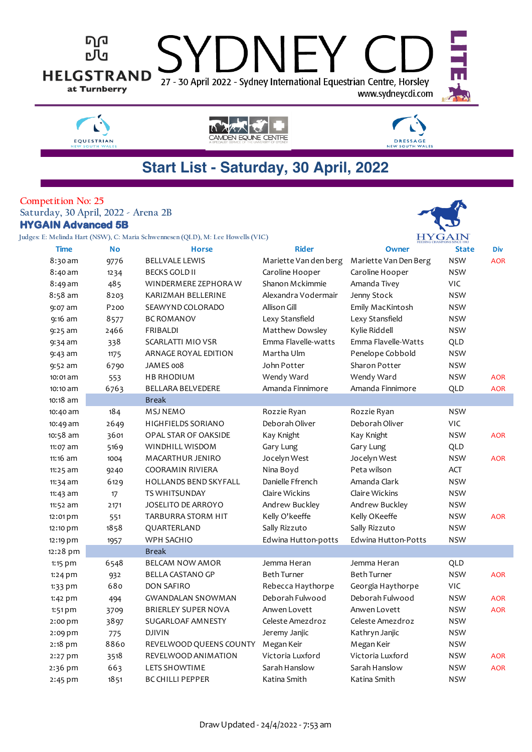# SYDNEY CDI LITE

HELGSTRAND at Turnberry

27 - 30 April 2022 - Sydney International Equestrian Centre, Horsley

www.sydneycdi.com

## Start List - Saturday, 30 April, 2022

**Competition No: 25**

Saturday, 30 April, 2022 - Arena 2B

### HYGAIN Advanced 5B

Judges: E: Melinda Hart (NSW), C: Maria Schwennesen (QLD), M: Lee Howells (VIC)

| Time | No | Horse | Rider | Owner | State | Div |
|---|---|---|---|---|---|---|
| 8:30 am | 9776 | BELLVALE LEWIS | Mariette Van den berg | Mariette Van Den Berg | NSW | AOR |
| 8:40 am | 1234 | BECKS GOLD II | Caroline Hooper | Caroline Hooper | NSW | |
| 8:49 am | 485 | WINDERMERE ZEPHORA W | Shanon Mckimmie | Amanda Tivey | VIC | |
| 8:58 am | 8203 | KARIZMAH BELLERINE | Alexandra Vodermair | Jenny Stock | NSW | |
| 9:07 am | P200 | SEAWYND COLORADO | Allison Gill | Emily MacKintosh | NSW | |
| 9:16 am | 8577 | BC ROMANOV | Lexy Stansfield | Lexy Stansfield | NSW | |
| 9:25 am | 2466 | FRIBALDI | Matthew Dowsley | Kylie Riddell | NSW | |
| 9:34 am | 338 | SCARLATTI MIO VSR | Emma Flavelle-watts | Emma Flavelle-Watts | QLD | |
| 9:43 am | 1175 | ARNAGE ROYAL EDITION | Martha Ulm | Penelope Cobbold | NSW | |
| 9:52 am | 6790 | JAMES 008 | John Potter | Sharon Potter | NSW | |
| 10:01 am | 553 | HB RHODIUM | Wendy Ward | Wendy Ward | NSW | AOR |
| 10:10 am | 6763 | BELLARA BELVEDERE | Amanda Finnimore | Amanda Finnimore | QLD | AOR |
| 10:18 am | | Break | | | | |
| 10:40 am | 184 | MSJ NEMO | Rozzie Ryan | Rozzie Ryan | NSW | |
| 10:49 am | 2649 | HIGHFIELDS SORIANO | Deborah Oliver | Deborah Oliver | VIC | |
| 10:58 am | 3601 | OPAL STAR OF OAKSIDE | Kay Knight | Kay Knight | NSW | AOR |
| 11:07 am | 5169 | WINDHILL WISDOM | Gary Lung | Gary Lung | QLD | |
| 11:16 am | 1004 | MACARTHUR JENIRO | Jocelyn West | Jocelyn West | NSW | AOR |
| 11:25 am | 9240 | COORAMIN RIVIERA | Nina Boyd | Peta wilson | ACT | |
| 11:34 am | 6129 | HOLLANDS BEND SKYFALL | Danielle Ffrench | Amanda Clark | NSW | |
| 11:43 am | 17 | TS WHITSUNDAY | Claire Wickins | Claire Wickins | NSW | |
| 11:52 am | 2171 | JOSELITO DE ARROYO | Andrew Buckley | Andrew Buckley | NSW | |
| 12:01 pm | 551 | TARBURRA STORM HIT | Kelly O'keeffe | Kelly OKeeffe | NSW | AOR |
| 12:10 pm | 1858 | QUARTERLAND | Sally Rizzuto | Sally Rizzuto | NSW | |
| 12:19 pm | 1957 | WPH SACHIO | Edwina Hutton-potts | Edwina Hutton-Potts | NSW | |
| 12:28 pm | | Break | | | | |
| 1:15 pm | 6548 | BELCAM NOW AMOR | Jemma Heran | Jemma Heran | QLD | |
| 1:24 pm | 932 | BELLA CASTANO GP | Beth Turner | Beth Turner | NSW | AOR |
| 1:33 pm | 680 | DON SAFIRO | Rebecca Haythorpe | Georgia Haythorpe | VIC | |
| 1:42 pm | 494 | GWANDALAN SNOWMAN | Deborah Fulwood | Deborah Fulwood | NSW | AOR |
| 1:51 pm | 3709 | BRIERLEY SUPER NOVA | Anwen Lovett | Anwen Lovett | NSW | AOR |
| 2:00 pm | 3897 | SUGARLOAF AMNESTY | Celeste Amezdroz | Celeste Amezdroz | NSW | |
| 2:09 pm | 775 | DJIVIN | Jeremy Janjic | Kathryn Janjic | NSW | |
| 2:18 pm | 8860 | REVELWOOD QUEENS COUNTY | Megan Keir | Megan Keir | NSW | |
| 2:27 pm | 3518 | REVELWOOD ANIMATION | Victoria Luxford | Victoria Luxford | NSW | AOR |
| 2:36 pm | 663 | LETS SHOWTIME | Sarah Hanslow | Sarah Hanslow | NSW | AOR |
| 2:45 pm | 1851 | BC CHILLI PEPPER | Katina Smith | Katina Smith | NSW | |

Draw Updated - 24/4/2022 - 7:53 am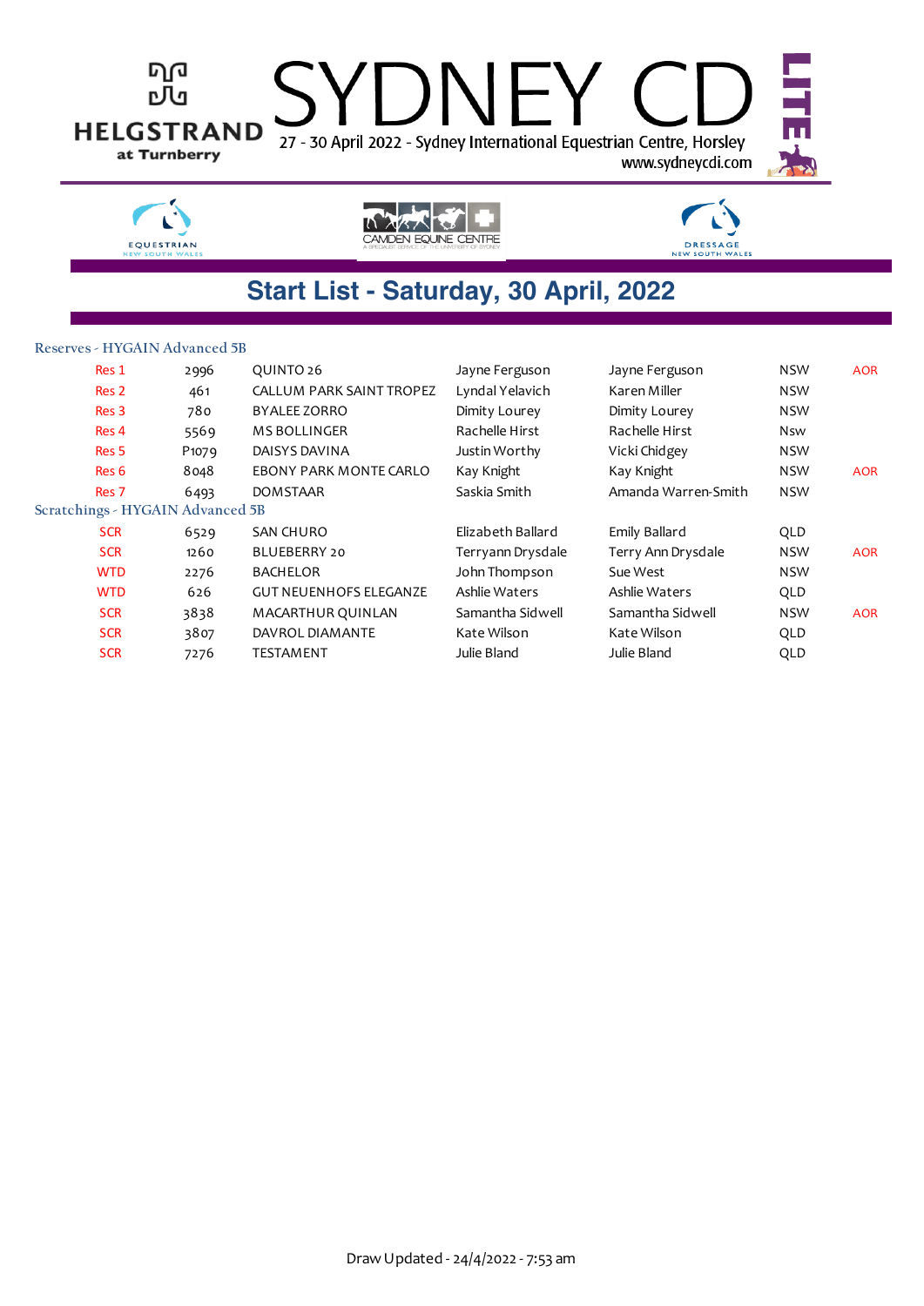# SYDNEY CDI LITE

27 - 30 April 2022 - Sydney International Equestrian Centre, Horsley

www.sydneycdi.com

## Start List - Saturday, 30 April, 2022

### Reserves - HYGAIN Advanced 5B

| | | | | | | |
|---|---|---|---|---|---|---|
| Res 1 | 2996 | QUINTO 26 | Jayne Ferguson | Jayne Ferguson | NSW | AOR |
| Res 2 | 461 | CALLUM PARK SAINT TROPEZ | Lyndal Yelavich | Karen Miller | NSW | |
| Res 3 | 780 | BYALEE ZORRO | Dimity Lourey | Dimity Lourey | NSW | |
| Res 4 | 5569 | MS BOLLINGER | Rachelle Hirst | Rachelle Hirst | Nsw | |
| Res 5 | P1079 | DAISYS DAVINA | Justin Worthy | Vicki Chidgey | NSW | |
| Res 6 | 8048 | EBONY PARK MONTE CARLO | Kay Knight | Kay Knight | NSW | AOR |
| Res 7 | 6493 | DOMSTAAR | Saskia Smith | Amanda Warren-Smith | NSW | |

### Scratchings - HYGAIN Advanced 5B

| | | | | | | |
|---|---|---|---|---|---|---|
| SCR | 6529 | SAN CHURO | Elizabeth Ballard | Emily Ballard | QLD | |
| SCR | 1260 | BLUEBERRY 20 | Terryann Drysdale | Terry Ann Drysdale | NSW | AOR |
| WTD | 2276 | BACHELOR | John Thompson | Sue West | NSW | |
| WTD | 626 | GUT NEUENHOFS ELEGANZE | Ashlie Waters | Ashlie Waters | QLD | |
| SCR | 3838 | MACARTHUR QUINLAN | Samantha Sidwell | Samantha Sidwell | NSW | AOR |
| SCR | 3807 | DAVROL DIAMANTE | Kate Wilson | Kate Wilson | QLD | |
| SCR | 7276 | TESTAMENT | Julie Bland | Julie Bland | QLD | |

Draw Updated - 24/4/2022 - 7:53 am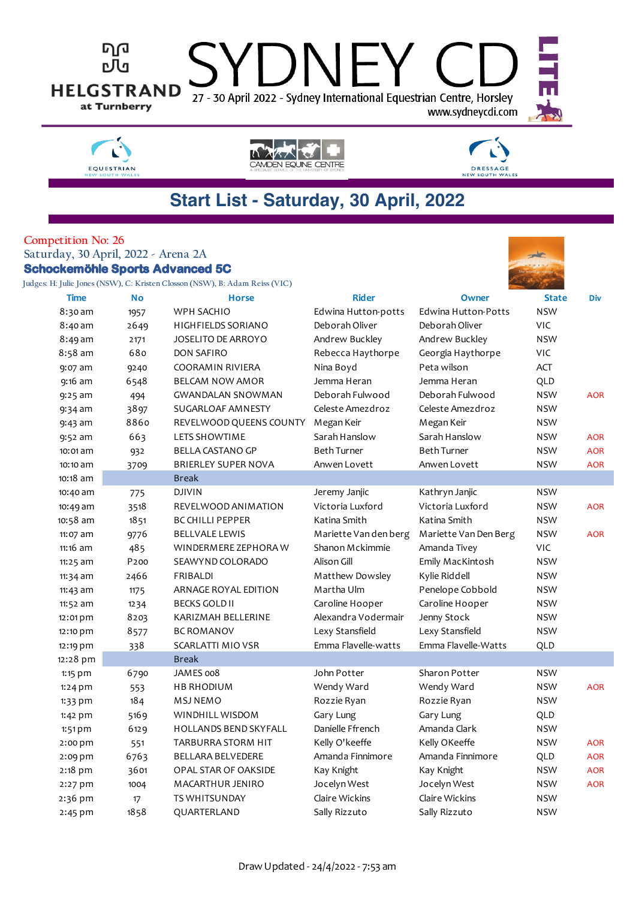HELGSTRAND at Turnberry

# SYDNEY CDI LITE

27 - 30 April 2022 - Sydney International Equestrian Centre, Horsley

www.sydneycdi.com

EQUESTRIAN NEW SOUTH WALES | CAMDEN EQUINE CENTRE | DRESSAGE NEW SOUTH WALES

## Start List - Saturday, 30 April, 2022

Competition No: 26

Saturday, 30 April, 2022 - Arena 2A

### Schockemöhle Sports Advanced 5C

Judges: H: Julie Jones (NSW), C: Kristen Closson (NSW), B: Adam Reiss (VIC)

| Time | No | Horse | Rider | Owner | State | Div |
|---|---|---|---|---|---|---|
| 8:30 am | 1957 | WPH SACHIO | Edwina Hutton-potts | Edwina Hutton-Potts | NSW | |
| 8:40 am | 2649 | HIGHFIELDS SORIANO | Deborah Oliver | Deborah Oliver | VIC | |
| 8:49 am | 2171 | JOSELITO DE ARROYO | Andrew Buckley | Andrew Buckley | NSW | |
| 8:58 am | 680 | DON SAFIRO | Rebecca Haythorpe | Georgia Haythorpe | VIC | |
| 9:07 am | 9240 | COORAMIN RIVIERA | Nina Boyd | Peta wilson | ACT | |
| 9:16 am | 6548 | BELCAM NOW AMOR | Jemma Heran | Jemma Heran | QLD | |
| 9:25 am | 494 | GWANDALAN SNOWMAN | Deborah Fulwood | Deborah Fulwood | NSW | AOR |
| 9:34 am | 3897 | SUGARLOAF AMNESTY | Celeste Amezdroz | Celeste Amezdroz | NSW | |
| 9:43 am | 8860 | REVELWOOD QUEENS COUNTY | Megan Keir | Megan Keir | NSW | |
| 9:52 am | 663 | LETS SHOWTIME | Sarah Hanslow | Sarah Hanslow | NSW | AOR |
| 10:01 am | 932 | BELLA CASTANO GP | Beth Turner | Beth Turner | NSW | AOR |
| 10:10 am | 3709 | BRIERLEY SUPER NOVA | Anwen Lovett | Anwen Lovett | NSW | AOR |
| 10:18 am | | Break | | | | |
| 10:40 am | 775 | DJIVIN | Jeremy Janjic | Kathryn Janjic | NSW | |
| 10:49 am | 3518 | REVELWOOD ANIMATION | Victoria Luxford | Victoria Luxford | NSW | AOR |
| 10:58 am | 1851 | BC CHILLI PEPPER | Katina Smith | Katina Smith | NSW | |
| 11:07 am | 9776 | BELLVALE LEWIS | Mariette Van den berg | Mariette Van Den Berg | NSW | AOR |
| 11:16 am | 485 | WINDERMERE ZEPHORA W | Shanon Mckimmie | Amanda Tivey | VIC | |
| 11:25 am | P200 | SEAWYND COLORADO | Alison Gill | Emily MacKintosh | NSW | |
| 11:34 am | 2466 | FRIBALDI | Matthew Dowsley | Kylie Riddell | NSW | |
| 11:43 am | 1175 | ARNAGE ROYAL EDITION | Martha Ulm | Penelope Cobbold | NSW | |
| 11:52 am | 1234 | BECKS GOLD II | Caroline Hooper | Caroline Hooper | NSW | |
| 12:01 pm | 8203 | KARIZMAH BELLERINE | Alexandra Vodermair | Jenny Stock | NSW | |
| 12:10 pm | 8577 | BC ROMANOV | Lexy Stansfield | Lexy Stansfield | NSW | |
| 12:19 pm | 338 | SCARLATTI MIO VSR | Emma Flavelle-watts | Emma Flavelle-Watts | QLD | |
| 12:28 pm | | Break | | | | |
| 1:15 pm | 6790 | JAMES 008 | John Potter | Sharon Potter | NSW | |
| 1:24 pm | 553 | HB RHODIUM | Wendy Ward | Wendy Ward | NSW | AOR |
| 1:33 pm | 184 | MSJ NEMO | Rozzie Ryan | Rozzie Ryan | NSW | |
| 1:42 pm | 5169 | WINDHILL WISDOM | Gary Lung | Gary Lung | QLD | |
| 1:51 pm | 6129 | HOLLANDS BEND SKYFALL | Danielle Ffrench | Amanda Clark | NSW | |
| 2:00 pm | 551 | TARBURRA STORM HIT | Kelly O'keeffe | Kelly OKeeffe | NSW | AOR |
| 2:09 pm | 6763 | BELLARA BELVEDERE | Amanda Finnimore | Amanda Finnimore | QLD | AOR |
| 2:18 pm | 3601 | OPAL STAR OF OAKSIDE | Kay Knight | Kay Knight | NSW | AOR |
| 2:27 pm | 1004 | MACARTHUR JENIRO | Jocelyn West | Jocelyn West | NSW | AOR |
| 2:36 pm | 17 | TS WHITSUNDAY | Claire Wickins | Claire Wickins | NSW | |
| 2:45 pm | 1858 | QUARTERLAND | Sally Rizzuto | Sally Rizzuto | NSW | |

Draw Updated - 24/4/2022 - 7:53 am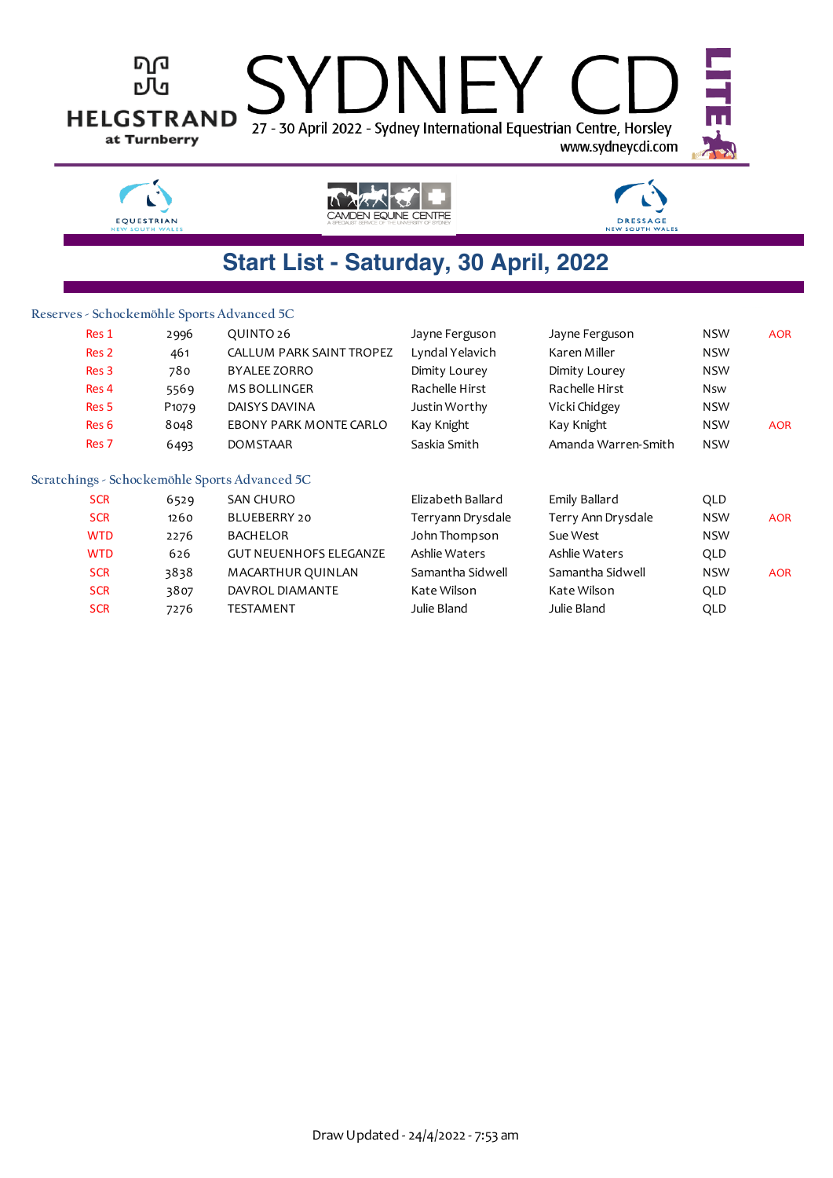# SYDNEY CDI LITE

HELGSTRAND at Turnberry

27 - 30 April 2022 - Sydney International Equestrian Centre, Horsley

www.sydneycdi.com

EQUESTRIAN NEW SOUTH WALES

CAMDEN EQUINE CENTRE

DRESSAGE NEW SOUTH WALES

## Start List - Saturday, 30 April, 2022

### Reserves - Schockemöhle Sports Advanced 5C

| | | | | | | |
|---|---|---|---|---|---|---|
| Res 1 | 2996 | QUINTO 26 | Jayne Ferguson | Jayne Ferguson | NSW | AOR |
| Res 2 | 461 | CALLUM PARK SAINT TROPEZ | Lyndal Yelavich | Karen Miller | NSW | |
| Res 3 | 780 | BYALEE ZORRO | Dimity Lourey | Dimity Lourey | NSW | |
| Res 4 | 5569 | MS BOLLINGER | Rachelle Hirst | Rachelle Hirst | Nsw | |
| Res 5 | P1079 | DAISYS DAVINA | Justin Worthy | Vicki Chidgey | NSW | |
| Res 6 | 8048 | EBONY PARK MONTE CARLO | Kay Knight | Kay Knight | NSW | AOR |
| Res 7 | 6493 | DOMSTAAR | Saskia Smith | Amanda Warren-Smith | NSW | |

### Scratchings - Schockemöhle Sports Advanced 5C

| | | | | | | |
|---|---|---|---|---|---|---|
| SCR | 6529 | SAN CHURO | Elizabeth Ballard | Emily Ballard | QLD | |
| SCR | 1260 | BLUEBERRY 20 | Terryann Drysdale | Terry Ann Drysdale | NSW | AOR |
| WTD | 2276 | BACHELOR | John Thompson | Sue West | NSW | |
| WTD | 626 | GUT NEUENHOFS ELEGANZE | Ashlie Waters | Ashlie Waters | QLD | |
| SCR | 3838 | MACARTHUR QUINLAN | Samantha Sidwell | Samantha Sidwell | NSW | AOR |
| SCR | 3807 | DAVROL DIAMANTE | Kate Wilson | Kate Wilson | QLD | |
| SCR | 7276 | TESTAMENT | Julie Bland | Julie Bland | QLD | |

Draw Updated - 24/4/2022 - 7:53 am